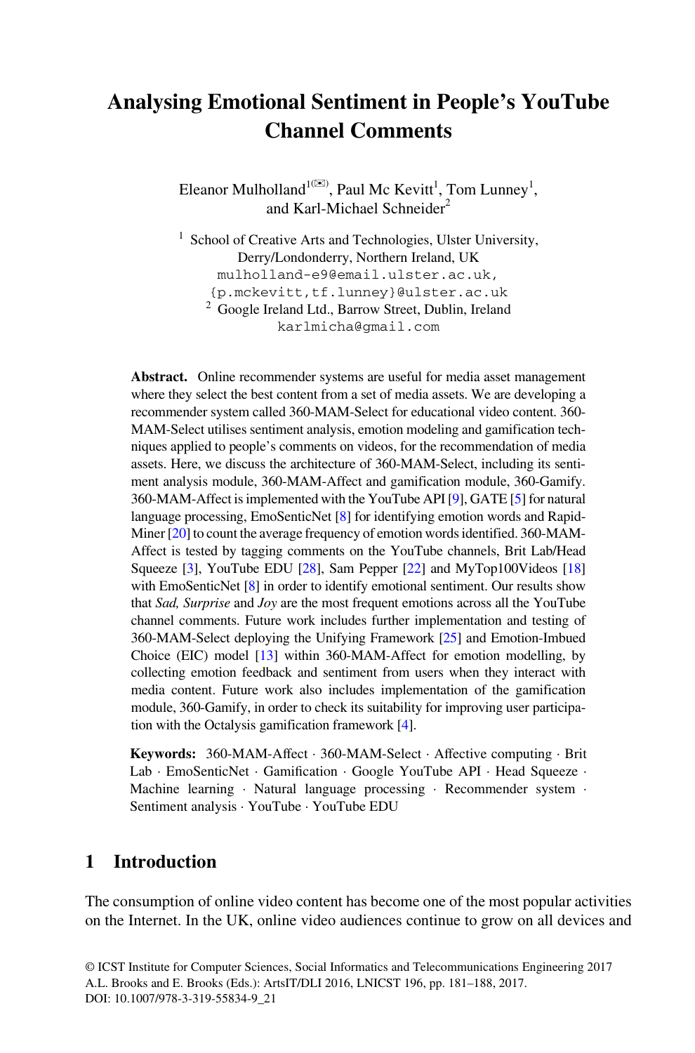# Analysing Emotional Sentiment in People's YouTube Channel Comments

Eleanor Mulholland[1(✉)], Paul Mc Kevitt[1], Tom Lunney[1], and Karl-Michael Schneider[2]

[1] School of Creative Arts and Technologies, Ulster University, Derry/Londonderry, Northern Ireland, UK
mulholland-e9@email.ulster.ac.uk, {p.mckevitt,tf.lunney}@ulster.ac.uk

[2] Google Ireland Ltd., Barrow Street, Dublin, Ireland
karlmicha@gmail.com

**Abstract.** Online recommender systems are useful for media asset management where they select the best content from a set of media assets. We are developing a recommender system called 360-MAM-Select for educational video content. 360-MAM-Select utilises sentiment analysis, emotion modeling and gamification techniques applied to people's comments on videos, for the recommendation of media assets. Here, we discuss the architecture of 360-MAM-Select, including its sentiment analysis module, 360-MAM-Affect and gamification module, 360-Gamify. 360-MAM-Affect is implemented with the YouTube API [9], GATE [5] for natural language processing, EmoSenticNet [8] for identifying emotion words and RapidMiner [20] to count the average frequency of emotion words identified. 360-MAM-Affect is tested by tagging comments on the YouTube channels, Brit Lab/Head Squeeze [3], YouTube EDU [28], Sam Pepper [22] and MyTop100Videos [18] with EmoSenticNet [8] in order to identify emotional sentiment. Our results show that *Sad, Surprise* and *Joy* are the most frequent emotions across all the YouTube channel comments. Future work includes further implementation and testing of 360-MAM-Select deploying the Unifying Framework [25] and Emotion-Imbued Choice (EIC) model [13] within 360-MAM-Affect for emotion modelling, by collecting emotion feedback and sentiment from users when they interact with media content. Future work also includes implementation of the gamification module, 360-Gamify, in order to check its suitability for improving user participation with the Octalysis gamification framework [4].

**Keywords:** 360-MAM-Affect · 360-MAM-Select · Affective computing · Brit Lab · EmoSenticNet · Gamification · Google YouTube API · Head Squeeze · Machine learning · Natural language processing · Recommender system · Sentiment analysis · YouTube · YouTube EDU

## 1 Introduction

The consumption of online video content has become one of the most popular activities on the Internet. In the UK, online video audiences continue to grow on all devices and

© ICST Institute for Computer Sciences, Social Informatics and Telecommunications Engineering 2017
A.L. Brooks and E. Brooks (Eds.): ArtsIT/DLI 2016, LNICST 196, pp. 181–188, 2017.
DOI: 10.1007/978-3-319-55834-9_21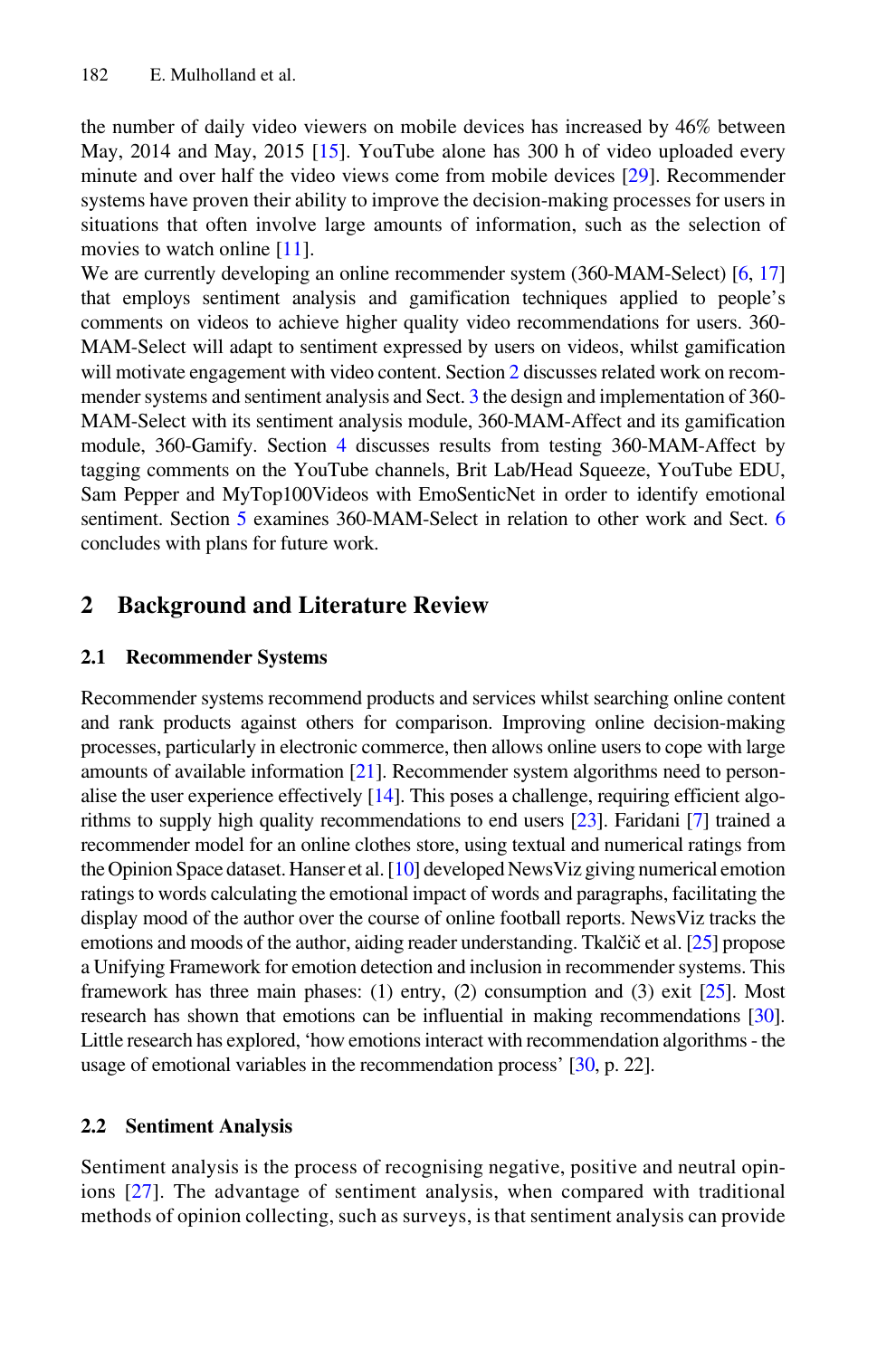the number of daily video viewers on mobile devices has increased by 46% between May, 2014 and May, 2015 [15]. YouTube alone has 300 h of video uploaded every minute and over half the video views come from mobile devices [29]. Recommender systems have proven their ability to improve the decision-making processes for users in situations that often involve large amounts of information, such as the selection of movies to watch online [11].

We are currently developing an online recommender system (360-MAM-Select) [6, 17] that employs sentiment analysis and gamification techniques applied to people's comments on videos to achieve higher quality video recommendations for users. 360-MAM-Select will adapt to sentiment expressed by users on videos, whilst gamification will motivate engagement with video content. Section 2 discusses related work on recommender systems and sentiment analysis and Sect. 3 the design and implementation of 360-MAM-Select with its sentiment analysis module, 360-MAM-Affect and its gamification module, 360-Gamify. Section 4 discusses results from testing 360-MAM-Affect by tagging comments on the YouTube channels, Brit Lab/Head Squeeze, YouTube EDU, Sam Pepper and MyTop100Videos with EmoSenticNet in order to identify emotional sentiment. Section 5 examines 360-MAM-Select in relation to other work and Sect. 6 concludes with plans for future work.

## 2 Background and Literature Review

### 2.1 Recommender Systems

Recommender systems recommend products and services whilst searching online content and rank products against others for comparison. Improving online decision-making processes, particularly in electronic commerce, then allows online users to cope with large amounts of available information [21]. Recommender system algorithms need to personalise the user experience effectively [14]. This poses a challenge, requiring efficient algorithms to supply high quality recommendations to end users [23]. Faridani [7] trained a recommender model for an online clothes store, using textual and numerical ratings from the Opinion Space dataset. Hanser et al. [10] developed NewsViz giving numerical emotion ratings to words calculating the emotional impact of words and paragraphs, facilitating the display mood of the author over the course of online football reports. NewsViz tracks the emotions and moods of the author, aiding reader understanding. Tkalčič et al. [25] propose a Unifying Framework for emotion detection and inclusion in recommender systems. This framework has three main phases: (1) entry, (2) consumption and (3) exit [25]. Most research has shown that emotions can be influential in making recommendations [30]. Little research has explored, 'how emotions interact with recommendation algorithms - the usage of emotional variables in the recommendation process' [30, p. 22].

### 2.2 Sentiment Analysis

Sentiment analysis is the process of recognising negative, positive and neutral opinions [27]. The advantage of sentiment analysis, when compared with traditional methods of opinion collecting, such as surveys, is that sentiment analysis can provide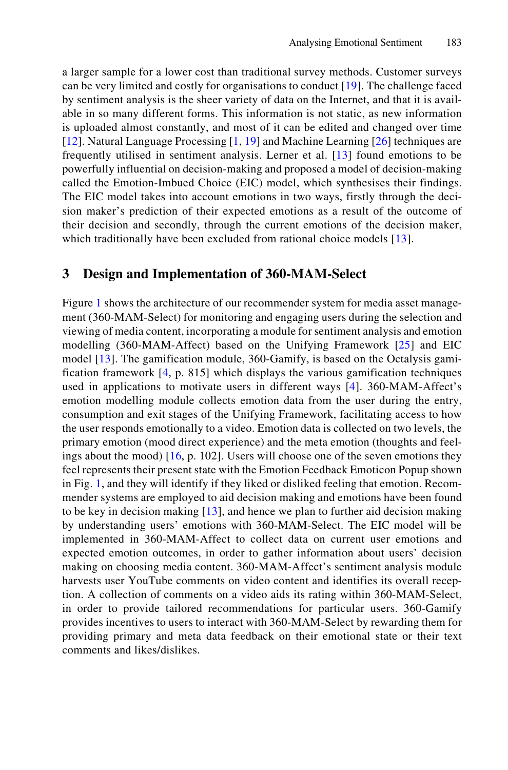a larger sample for a lower cost than traditional survey methods. Customer surveys can be very limited and costly for organisations to conduct [19]. The challenge faced by sentiment analysis is the sheer variety of data on the Internet, and that it is available in so many different forms. This information is not static, as new information is uploaded almost constantly, and most of it can be edited and changed over time [12]. Natural Language Processing [1, 19] and Machine Learning [26] techniques are frequently utilised in sentiment analysis. Lerner et al. [13] found emotions to be powerfully influential on decision-making and proposed a model of decision-making called the Emotion-Imbued Choice (EIC) model, which synthesises their findings. The EIC model takes into account emotions in two ways, firstly through the decision maker's prediction of their expected emotions as a result of the outcome of their decision and secondly, through the current emotions of the decision maker, which traditionally have been excluded from rational choice models [13].

## 3 Design and Implementation of 360-MAM-Select

Figure 1 shows the architecture of our recommender system for media asset management (360-MAM-Select) for monitoring and engaging users during the selection and viewing of media content, incorporating a module for sentiment analysis and emotion modelling (360-MAM-Affect) based on the Unifying Framework [25] and EIC model [13]. The gamification module, 360-Gamify, is based on the Octalysis gamification framework [4, p. 815] which displays the various gamification techniques used in applications to motivate users in different ways [4]. 360-MAM-Affect's emotion modelling module collects emotion data from the user during the entry, consumption and exit stages of the Unifying Framework, facilitating access to how the user responds emotionally to a video. Emotion data is collected on two levels, the primary emotion (mood direct experience) and the meta emotion (thoughts and feelings about the mood) [16, p. 102]. Users will choose one of the seven emotions they feel represents their present state with the Emotion Feedback Emoticon Popup shown in Fig. 1, and they will identify if they liked or disliked feeling that emotion. Recommender systems are employed to aid decision making and emotions have been found to be key in decision making [13], and hence we plan to further aid decision making by understanding users' emotions with 360-MAM-Select. The EIC model will be implemented in 360-MAM-Affect to collect data on current user emotions and expected emotion outcomes, in order to gather information about users' decision making on choosing media content. 360-MAM-Affect's sentiment analysis module harvests user YouTube comments on video content and identifies its overall reception. A collection of comments on a video aids its rating within 360-MAM-Select, in order to provide tailored recommendations for particular users. 360-Gamify provides incentives to users to interact with 360-MAM-Select by rewarding them for providing primary and meta data feedback on their emotional state or their text comments and likes/dislikes.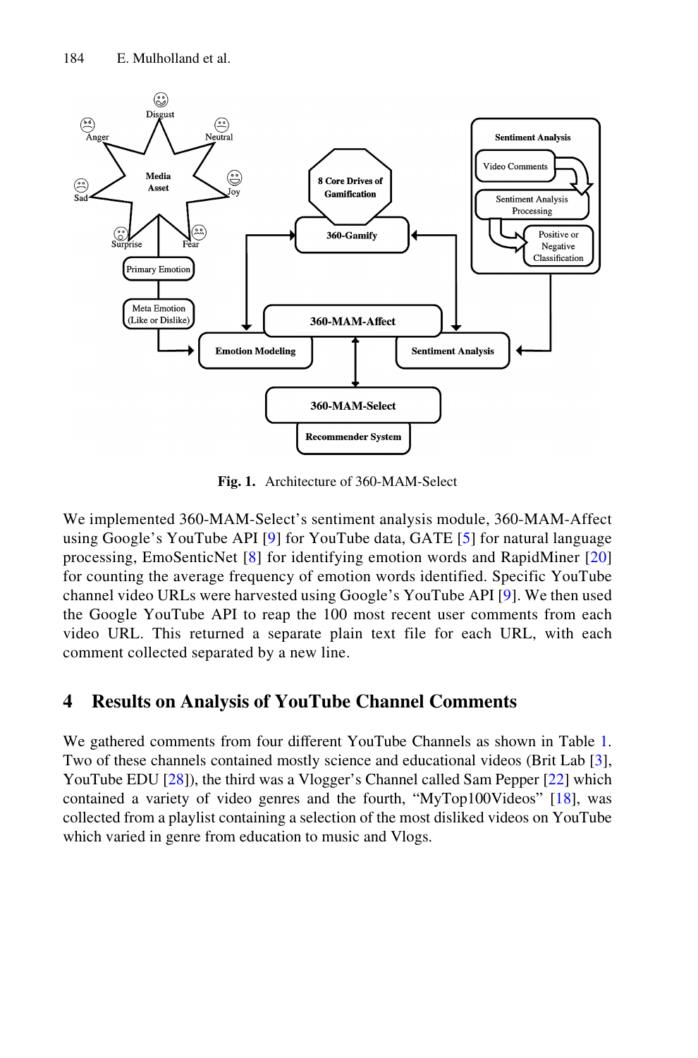Fig. 1. Architecture of 360-MAM-Select

We implemented 360-MAM-Select's sentiment analysis module, 360-MAM-Affect using Google's YouTube API [9] for YouTube data, GATE [5] for natural language processing, EmoSenticNet [8] for identifying emotion words and RapidMiner [20] for counting the average frequency of emotion words identified. Specific YouTube channel video URLs were harvested using Google's YouTube API [9]. We then used the Google YouTube API to reap the 100 most recent user comments from each video URL. This returned a separate plain text file for each URL, with each comment collected separated by a new line.

## 4 Results on Analysis of YouTube Channel Comments

We gathered comments from four different YouTube Channels as shown in Table 1. Two of these channels contained mostly science and educational videos (Brit Lab [3], YouTube EDU [28]), the third was a Vlogger's Channel called Sam Pepper [22] which contained a variety of video genres and the fourth, "MyTop100Videos" [18], was collected from a playlist containing a selection of the most disliked videos on YouTube which varied in genre from education to music and Vlogs.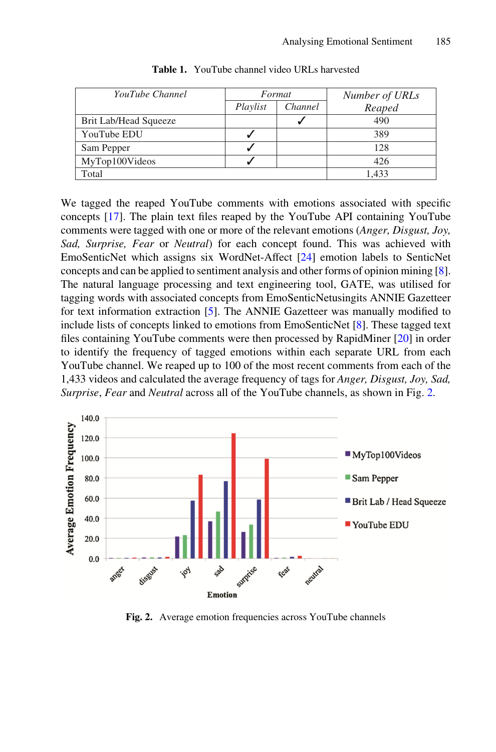Table 1. YouTube channel video URLs harvested

| *YouTube Channel* | *Format* | | *Number of URLs Reaped* |
|---|---|---|---|
| | *Playlist* | *Channel* | |
| Brit Lab/Head Squeeze | | ✓ | 490 |
| YouTube EDU | ✓ | | 389 |
| Sam Pepper | ✓ | | 128 |
| MyTop100Videos | ✓ | | 426 |
| Total | | | 1,433 |

We tagged the reaped YouTube comments with emotions associated with specific concepts [17]. The plain text files reaped by the YouTube API containing YouTube comments were tagged with one or more of the relevant emotions (*Anger, Disgust, Joy, Sad, Surprise, Fear* or *Neutral*) for each concept found. This was achieved with EmoSenticNet which assigns six WordNet-Affect [24] emotion labels to SenticNet concepts and can be applied to sentiment analysis and other forms of opinion mining [8]. The natural language processing and text engineering tool, GATE, was utilised for tagging words with associated concepts from EmoSenticNetusingits ANNIE Gazetteer for text information extraction [5]. The ANNIE Gazetteer was manually modified to include lists of concepts linked to emotions from EmoSenticNet [8]. These tagged text files containing YouTube comments were then processed by RapidMiner [20] in order to identify the frequency of tagged emotions within each separate URL from each YouTube channel. We reaped up to 100 of the most recent comments from each of the 1,433 videos and calculated the average frequency of tags for *Anger, Disgust, Joy, Sad, Surprise*, *Fear* and *Neutral* across all of the YouTube channels, as shown in Fig. 2.

Fig. 2. Average emotion frequencies across YouTube channels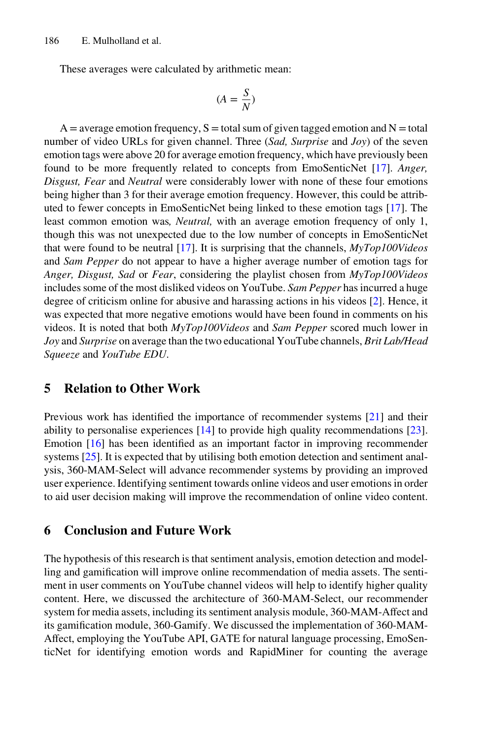These averages were calculated by arithmetic mean:

$$(A = \frac{S}{N})$$

A = average emotion frequency, S = total sum of given tagged emotion and N = total number of video URLs for given channel. Three (*Sad, Surprise* and *Joy*) of the seven emotion tags were above 20 for average emotion frequency, which have previously been found to be more frequently related to concepts from EmoSenticNet [17]. *Anger, Disgust, Fear* and *Neutral* were considerably lower with none of these four emotions being higher than 3 for their average emotion frequency. However, this could be attributed to fewer concepts in EmoSenticNet being linked to these emotion tags [17]. The least common emotion was*, Neutral,* with an average emotion frequency of only 1, though this was not unexpected due to the low number of concepts in EmoSenticNet that were found to be neutral [17]. It is surprising that the channels, *MyTop100Videos* and *Sam Pepper* do not appear to have a higher average number of emotion tags for *Anger, Disgust, Sad* or *Fear*, considering the playlist chosen from *MyTop100Videos* includes some of the most disliked videos on YouTube. *Sam Pepper* has incurred a huge degree of criticism online for abusive and harassing actions in his videos [2]. Hence, it was expected that more negative emotions would have been found in comments on his videos. It is noted that both *MyTop100Videos* and *Sam Pepper* scored much lower in *Joy* and *Surprise* on average than the two educational YouTube channels, *Brit Lab/Head Squeeze* and *YouTube EDU*.

## 5 Relation to Other Work

Previous work has identified the importance of recommender systems [21] and their ability to personalise experiences [14] to provide high quality recommendations [23]. Emotion [16] has been identified as an important factor in improving recommender systems [25]. It is expected that by utilising both emotion detection and sentiment analysis, 360-MAM-Select will advance recommender systems by providing an improved user experience. Identifying sentiment towards online videos and user emotions in order to aid user decision making will improve the recommendation of online video content.

## 6 Conclusion and Future Work

The hypothesis of this research is that sentiment analysis, emotion detection and modelling and gamification will improve online recommendation of media assets. The sentiment in user comments on YouTube channel videos will help to identify higher quality content. Here, we discussed the architecture of 360-MAM-Select, our recommender system for media assets, including its sentiment analysis module, 360-MAM-Affect and its gamification module, 360-Gamify. We discussed the implementation of 360-MAM-Affect, employing the YouTube API, GATE for natural language processing, EmoSenticNet for identifying emotion words and RapidMiner for counting the average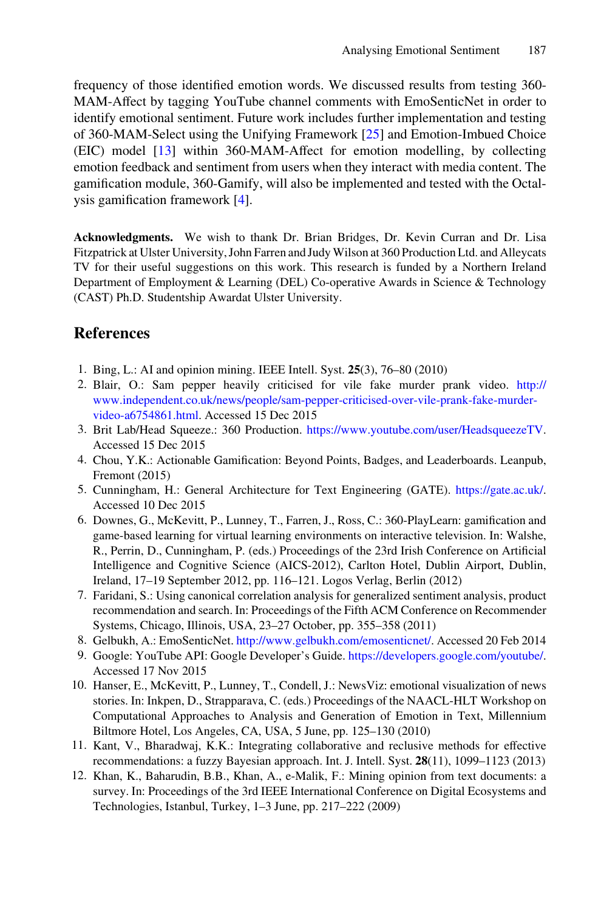frequency of those identified emotion words. We discussed results from testing 360-MAM-Affect by tagging YouTube channel comments with EmoSenticNet in order to identify emotional sentiment. Future work includes further implementation and testing of 360-MAM-Select using the Unifying Framework [25] and Emotion-Imbued Choice (EIC) model [13] within 360-MAM-Affect for emotion modelling, by collecting emotion feedback and sentiment from users when they interact with media content. The gamification module, 360-Gamify, will also be implemented and tested with the Octalysis gamification framework [4].

**Acknowledgments.** We wish to thank Dr. Brian Bridges, Dr. Kevin Curran and Dr. Lisa Fitzpatrick at Ulster University, John Farren and Judy Wilson at 360 Production Ltd. and Alleycats TV for their useful suggestions on this work. This research is funded by a Northern Ireland Department of Employment & Learning (DEL) Co-operative Awards in Science & Technology (CAST) Ph.D. Studentship Awardat Ulster University.

## References

1. Bing, L.: AI and opinion mining. IEEE Intell. Syst. **25**(3), 76–80 (2010)
2. Blair, O.: Sam pepper heavily criticised for vile fake murder prank video. http://www.independent.co.uk/news/people/sam-pepper-criticised-over-vile-prank-fake-murder-video-a6754861.html. Accessed 15 Dec 2015
3. Brit Lab/Head Squeeze.: 360 Production. https://www.youtube.com/user/HeadsqueezeTV. Accessed 15 Dec 2015
4. Chou, Y.K.: Actionable Gamification: Beyond Points, Badges, and Leaderboards. Leanpub, Fremont (2015)
5. Cunningham, H.: General Architecture for Text Engineering (GATE). https://gate.ac.uk/. Accessed 10 Dec 2015
6. Downes, G., McKevitt, P., Lunney, T., Farren, J., Ross, C.: 360-PlayLearn: gamification and game-based learning for virtual learning environments on interactive television. In: Walshe, R., Perrin, D., Cunningham, P. (eds.) Proceedings of the 23rd Irish Conference on Artificial Intelligence and Cognitive Science (AICS-2012), Carlton Hotel, Dublin Airport, Dublin, Ireland, 17–19 September 2012, pp. 116–121. Logos Verlag, Berlin (2012)
7. Faridani, S.: Using canonical correlation analysis for generalized sentiment analysis, product recommendation and search. In: Proceedings of the Fifth ACM Conference on Recommender Systems, Chicago, Illinois, USA, 23–27 October, pp. 355–358 (2011)
8. Gelbukh, A.: EmoSenticNet. http://www.gelbukh.com/emosenticnet/. Accessed 20 Feb 2014
9. Google: YouTube API: Google Developer's Guide. https://developers.google.com/youtube/. Accessed 17 Nov 2015
10. Hanser, E., McKevitt, P., Lunney, T., Condell, J.: NewsViz: emotional visualization of news stories. In: Inkpen, D., Strapparava, C. (eds.) Proceedings of the NAACL-HLT Workshop on Computational Approaches to Analysis and Generation of Emotion in Text, Millennium Biltmore Hotel, Los Angeles, CA, USA, 5 June, pp. 125–130 (2010)
11. Kant, V., Bharadwaj, K.K.: Integrating collaborative and reclusive methods for effective recommendations: a fuzzy Bayesian approach. Int. J. Intell. Syst. **28**(11), 1099–1123 (2013)
12. Khan, K., Baharudin, B.B., Khan, A., e-Malik, F.: Mining opinion from text documents: a survey. In: Proceedings of the 3rd IEEE International Conference on Digital Ecosystems and Technologies, Istanbul, Turkey, 1–3 June, pp. 217–222 (2009)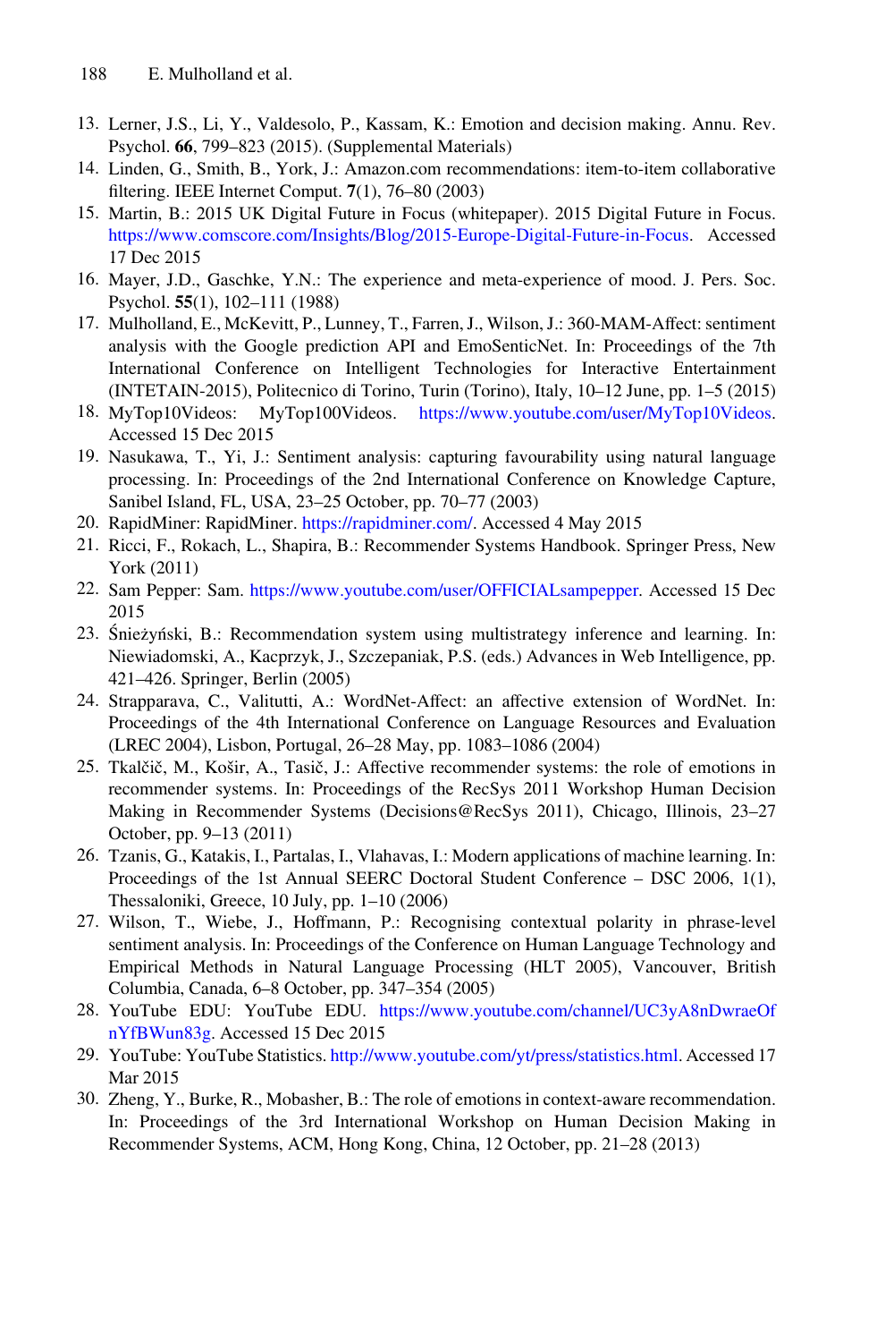13. Lerner, J.S., Li, Y., Valdesolo, P., Kassam, K.: Emotion and decision making. Annu. Rev. Psychol. **66**, 799–823 (2015). (Supplemental Materials)
14. Linden, G., Smith, B., York, J.: Amazon.com recommendations: item-to-item collaborative filtering. IEEE Internet Comput. **7**(1), 76–80 (2003)
15. Martin, B.: 2015 UK Digital Future in Focus (whitepaper). 2015 Digital Future in Focus. https://www.comscore.com/Insights/Blog/2015-Europe-Digital-Future-in-Focus. Accessed 17 Dec 2015
16. Mayer, J.D., Gaschke, Y.N.: The experience and meta-experience of mood. J. Pers. Soc. Psychol. **55**(1), 102–111 (1988)
17. Mulholland, E., McKevitt, P., Lunney, T., Farren, J., Wilson, J.: 360-MAM-Affect: sentiment analysis with the Google prediction API and EmoSenticNet. In: Proceedings of the 7th International Conference on Intelligent Technologies for Interactive Entertainment (INTETAIN-2015), Politecnico di Torino, Turin (Torino), Italy, 10–12 June, pp. 1–5 (2015)
18. MyTop10Videos: MyTop100Videos. https://www.youtube.com/user/MyTop10Videos. Accessed 15 Dec 2015
19. Nasukawa, T., Yi, J.: Sentiment analysis: capturing favourability using natural language processing. In: Proceedings of the 2nd International Conference on Knowledge Capture, Sanibel Island, FL, USA, 23–25 October, pp. 70–77 (2003)
20. RapidMiner: RapidMiner. https://rapidminer.com/. Accessed 4 May 2015
21. Ricci, F., Rokach, L., Shapira, B.: Recommender Systems Handbook. Springer Press, New York (2011)
22. Sam Pepper: Sam. https://www.youtube.com/user/OFFICIALsampepper. Accessed 15 Dec 2015
23. Śnieżyński, B.: Recommendation system using multistrategy inference and learning. In: Niewiadomski, A., Kacprzyk, J., Szczepaniak, P.S. (eds.) Advances in Web Intelligence, pp. 421–426. Springer, Berlin (2005)
24. Strapparava, C., Valitutti, A.: WordNet-Affect: an affective extension of WordNet. In: Proceedings of the 4th International Conference on Language Resources and Evaluation (LREC 2004), Lisbon, Portugal, 26–28 May, pp. 1083–1086 (2004)
25. Tkalčič, M., Košir, A., Tasič, J.: Affective recommender systems: the role of emotions in recommender systems. In: Proceedings of the RecSys 2011 Workshop Human Decision Making in Recommender Systems (Decisions@RecSys 2011), Chicago, Illinois, 23–27 October, pp. 9–13 (2011)
26. Tzanis, G., Katakis, I., Partalas, I., Vlahavas, I.: Modern applications of machine learning. In: Proceedings of the 1st Annual SEERC Doctoral Student Conference – DSC 2006, 1(1), Thessaloniki, Greece, 10 July, pp. 1–10 (2006)
27. Wilson, T., Wiebe, J., Hoffmann, P.: Recognising contextual polarity in phrase-level sentiment analysis. In: Proceedings of the Conference on Human Language Technology and Empirical Methods in Natural Language Processing (HLT 2005), Vancouver, British Columbia, Canada, 6–8 October, pp. 347–354 (2005)
28. YouTube EDU: YouTube EDU. https://www.youtube.com/channel/UC3yA8nDwraeOfnYfBWun83g. Accessed 15 Dec 2015
29. YouTube: YouTube Statistics. http://www.youtube.com/yt/press/statistics.html. Accessed 17 Mar 2015
30. Zheng, Y., Burke, R., Mobasher, B.: The role of emotions in context-aware recommendation. In: Proceedings of the 3rd International Workshop on Human Decision Making in Recommender Systems, ACM, Hong Kong, China, 12 October, pp. 21–28 (2013)